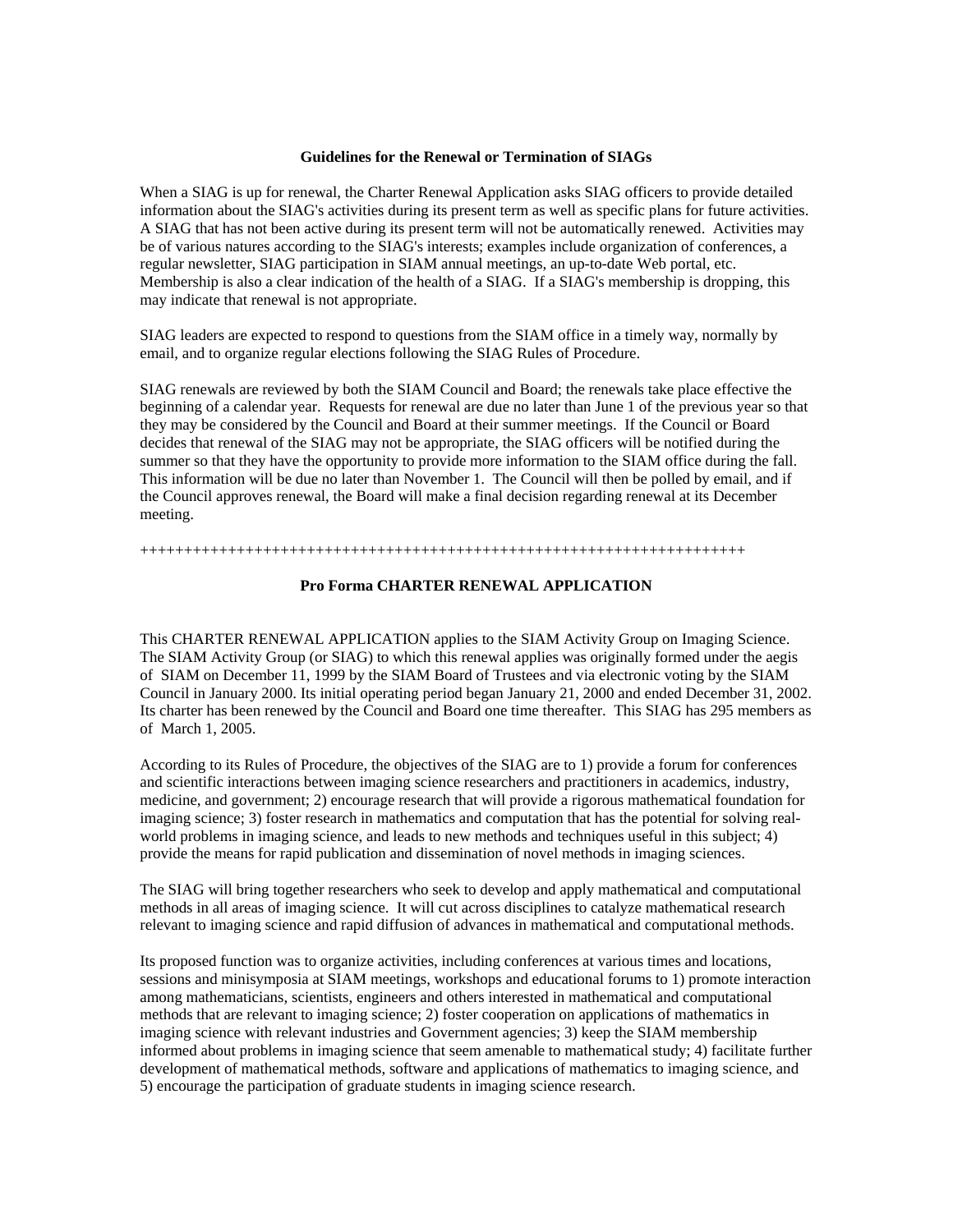**Guidelines for the Renewal or Termination of SIAGs**

When a SIAG is up for renewal, the Charter Renewal Application asks SIAG officers to provide detailed information about the SIAG's activities during its present term as well as specific plans for future activities. A SIAG that has not been active during its present term will not be automatically renewed. Activities may be of various natures according to the SIAG's interests; examples include organization of conferences, a regular newsletter, SIAG participation in SIAM annual meetings, an up-to-date Web portal, etc. Membership is also a clear indication of the health of a SIAG. If a SIAG's membership is dropping, this may indicate that renewal is not appropriate.

SIAG leaders are expected to respond to questions from the SIAM office in a timely way, normally by email, and to organize regular elections following the SIAG Rules of Procedure.

SIAG renewals are reviewed by both the SIAM Council and Board; the renewals take place effective the beginning of a calendar year. Requests for renewal are due no later than June 1 of the previous year so that they may be considered by the Council and Board at their summer meetings. If the Council or Board decides that renewal of the SIAG may not be appropriate, the SIAG officers will be notified during the summer so that they have the opportunity to provide more information to the SIAM office during the fall. This information will be due no later than November 1. The Council will then be polled by email, and if the Council approves renewal, the Board will make a final decision regarding renewal at its December meeting.

++++++++++++++++++++++++++++++++++++++++++++++++++++++++++++++++++++++++

**Pro Forma CHARTER RENEWAL APPLICATION**

This CHARTER RENEWAL APPLICATION applies to the SIAM Activity Group on Imaging Science. The SIAM Activity Group (or SIAG) to which this renewal applies was originally formed under the aegis of SIAM on December 11, 1999 by the SIAM Board of Trustees and via electronic voting by the SIAM Council in January 2000. Its initial operating period began January 21, 2000 and ended December 31, 2002. Its charter has been renewed by the Council and Board one time thereafter. This SIAG has 295 members as of March 1, 2005.

According to its Rules of Procedure, the objectives of the SIAG are to 1) provide a forum for conferences and scientific interactions between imaging science researchers and practitioners in academics, industry, medicine, and government; 2) encourage research that will provide a rigorous mathematical foundation for imaging science; 3) foster research in mathematics and computation that has the potential for solving real-world problems in imaging science, and leads to new methods and techniques useful in this subject; 4) provide the means for rapid publication and dissemination of novel methods in imaging sciences.

The SIAG will bring together researchers who seek to develop and apply mathematical and computational methods in all areas of imaging science. It will cut across disciplines to catalyze mathematical research relevant to imaging science and rapid diffusion of advances in mathematical and computational methods.

Its proposed function was to organize activities, including conferences at various times and locations, sessions and minisymposia at SIAM meetings, workshops and educational forums to 1) promote interaction among mathematicians, scientists, engineers and others interested in mathematical and computational methods that are relevant to imaging science; 2) foster cooperation on applications of mathematics in imaging science with relevant industries and Government agencies; 3) keep the SIAM membership informed about problems in imaging science that seem amenable to mathematical study; 4) facilitate further development of mathematical methods, software and applications of mathematics to imaging science, and 5) encourage the participation of graduate students in imaging science research.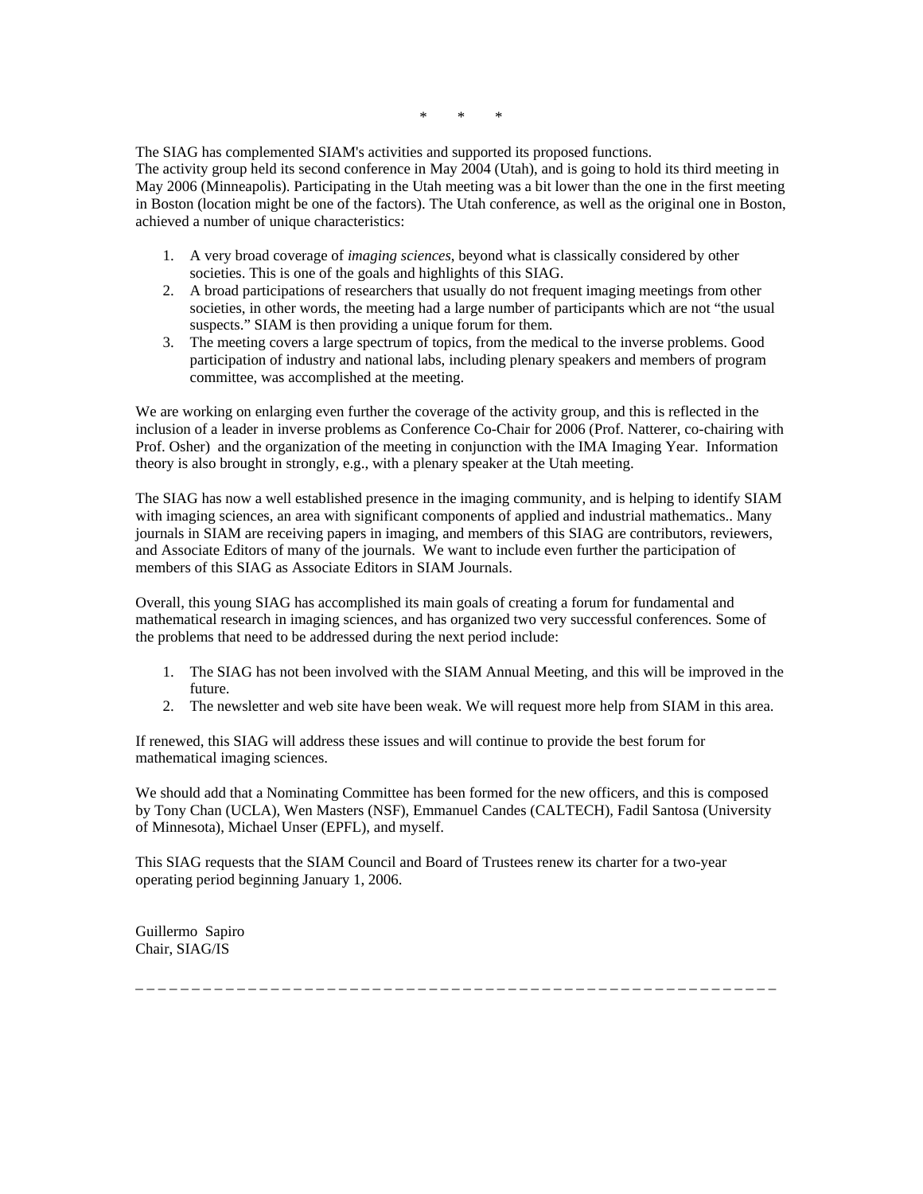\*     \*     \*

The SIAG has complemented SIAM's activities and supported its proposed functions.
The activity group held its second conference in May 2004 (Utah), and is going to hold its third meeting in May 2006 (Minneapolis). Participating in the Utah meeting was a bit lower than the one in the first meeting in Boston (location might be one of the factors). The Utah conference, as well as the original one in Boston, achieved a number of unique characteristics:

1. A very broad coverage of *imaging sciences*, beyond what is classically considered by other societies. This is one of the goals and highlights of this SIAG.
2. A broad participations of researchers that usually do not frequent imaging meetings from other societies, in other words, the meeting had a large number of participants which are not "the usual suspects." SIAM is then providing a unique forum for them.
3. The meeting covers a large spectrum of topics, from the medical to the inverse problems. Good participation of industry and national labs, including plenary speakers and members of program committee, was accomplished at the meeting.

We are working on enlarging even further the coverage of the activity group, and this is reflected in the inclusion of a leader in inverse problems as Conference Co-Chair for 2006 (Prof. Natterer, co-chairing with Prof. Osher) and the organization of the meeting in conjunction with the IMA Imaging Year. Information theory is also brought in strongly, e.g., with a plenary speaker at the Utah meeting.

The SIAG has now a well established presence in the imaging community, and is helping to identify SIAM with imaging sciences, an area with significant components of applied and industrial mathematics.. Many journals in SIAM are receiving papers in imaging, and members of this SIAG are contributors, reviewers, and Associate Editors of many of the journals. We want to include even further the participation of members of this SIAG as Associate Editors in SIAM Journals.

Overall, this young SIAG has accomplished its main goals of creating a forum for fundamental and mathematical research in imaging sciences, and has organized two very successful conferences. Some of the problems that need to be addressed during the next period include:

1. The SIAG has not been involved with the SIAM Annual Meeting, and this will be improved in the future.
2. The newsletter and web site have been weak. We will request more help from SIAM in this area.

If renewed, this SIAG will address these issues and will continue to provide the best forum for mathematical imaging sciences.

We should add that a Nominating Committee has been formed for the new officers, and this is composed by Tony Chan (UCLA), Wen Masters (NSF), Emmanuel Candes (CALTECH), Fadil Santosa (University of Minnesota), Michael Unser (EPFL), and myself.

This SIAG requests that the SIAM Council and Board of Trustees renew its charter for a two-year operating period beginning January 1, 2006.

Guillermo Sapiro
Chair, SIAG/IS

_ _ _ _ _ _ _ _ _ _ _ _ _ _ _ _ _ _ _ _ _ _ _ _ _ _ _ _ _ _ _ _ _ _ _ _ _ _ _ _ _ _ _ _ _ _ _ _ _ _ _ _ _ _ _ _ _ _ _ _ _ _